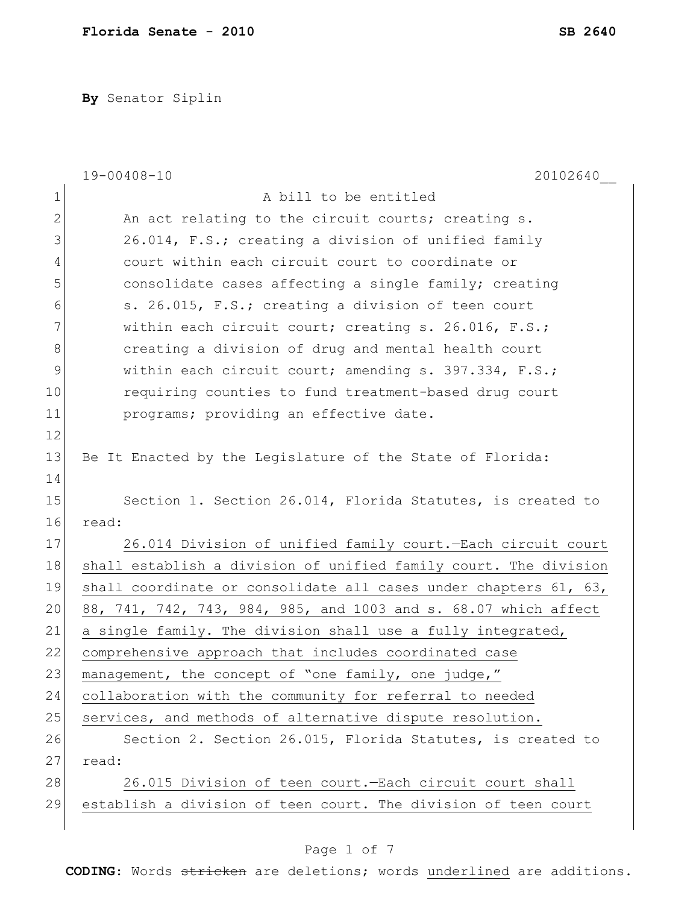**Florida Senate - 2010** **SB 2640**

**By** Senator Siplin

19-00408-10 20102640__

A bill to be entitled

An act relating to the circuit courts; creating s. 26.014, F.S.; creating a division of unified family court within each circuit court to coordinate or consolidate cases affecting a single family; creating s. 26.015, F.S.; creating a division of teen court within each circuit court; creating s. 26.016, F.S.; creating a division of drug and mental health court within each circuit court; amending s. 397.334, F.S.; requiring counties to fund treatment-based drug court programs; providing an effective date.

Be It Enacted by the Legislature of the State of Florida:

Section 1. Section 26.014, Florida Statutes, is created to read:

<u>26.014 Division of unified family court.—Each circuit court shall establish a division of unified family court. The division shall coordinate or consolidate all cases under chapters 61, 63, 88, 741, 742, 743, 984, 985, and 1003 and s. 68.07 which affect a single family. The division shall use a fully integrated, comprehensive approach that includes coordinated case management, the concept of "one family, one judge," collaboration with the community for referral to needed services, and methods of alternative dispute resolution.</u>

Section 2. Section 26.015, Florida Statutes, is created to read:

<u>26.015 Division of teen court.—Each circuit court shall establish a division of teen court. The division of teen court</u>

**CODING:** Words ~~stricken~~ are deletions; words <u>underlined</u> are additions.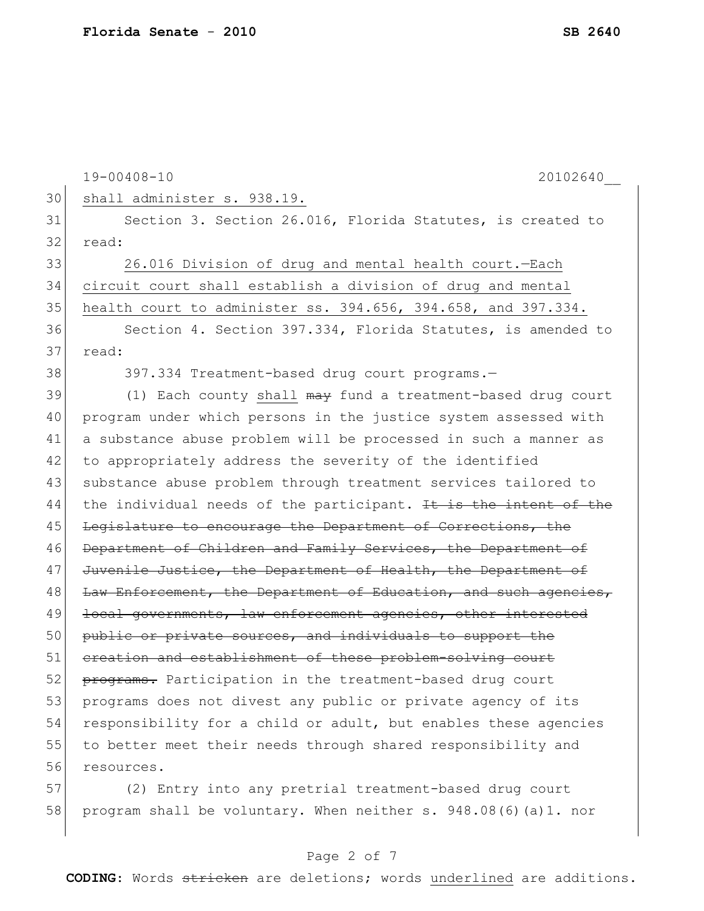shall administer s. 938.19.

Section 3. Section 26.016, Florida Statutes, is created to read:

26.016 Division of drug and mental health court.—Each circuit court shall establish a division of drug and mental health court to administer ss. 394.656, 394.658, and 397.334.

Section 4. Section 397.334, Florida Statutes, is amended to read:

397.334 Treatment-based drug court programs.—

(1) Each county shall ~~may~~ fund a treatment-based drug court program under which persons in the justice system assessed with a substance abuse problem will be processed in such a manner as to appropriately address the severity of the identified substance abuse problem through treatment services tailored to the individual needs of the participant. ~~It is the intent of the Legislature to encourage the Department of Corrections, the Department of Children and Family Services, the Department of Juvenile Justice, the Department of Health, the Department of Law Enforcement, the Department of Education, and such agencies, local governments, law enforcement agencies, other interested public or private sources, and individuals to support the creation and establishment of these problem-solving court programs.~~ Participation in the treatment-based drug court programs does not divest any public or private agency of its responsibility for a child or adult, but enables these agencies to better meet their needs through shared responsibility and resources.

(2) Entry into any pretrial treatment-based drug court program shall be voluntary. When neither s. 948.08(6)(a)1. nor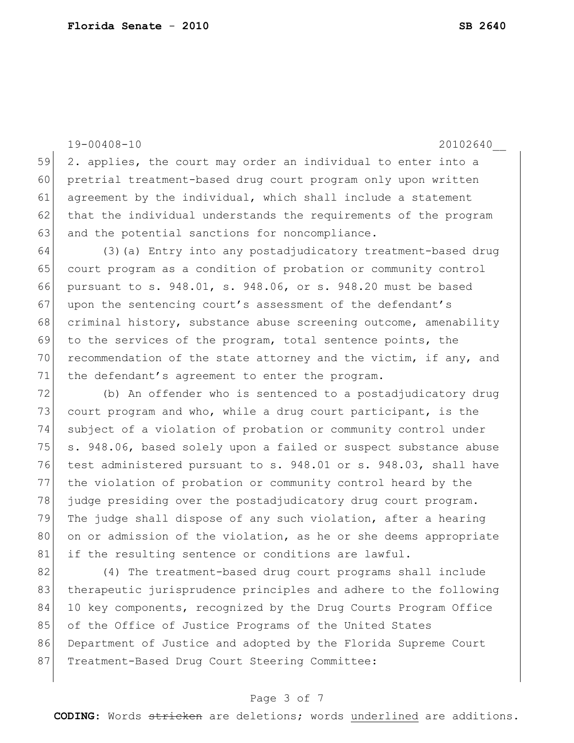2. applies, the court may order an individual to enter into a pretrial treatment-based drug court program only upon written agreement by the individual, which shall include a statement that the individual understands the requirements of the program and the potential sanctions for noncompliance.

(3)(a) Entry into any postadjudicatory treatment-based drug court program as a condition of probation or community control pursuant to s. 948.01, s. 948.06, or s. 948.20 must be based upon the sentencing court's assessment of the defendant's criminal history, substance abuse screening outcome, amenability to the services of the program, total sentence points, the recommendation of the state attorney and the victim, if any, and the defendant's agreement to enter the program.

(b) An offender who is sentenced to a postadjudicatory drug court program and who, while a drug court participant, is the subject of a violation of probation or community control under s. 948.06, based solely upon a failed or suspect substance abuse test administered pursuant to s. 948.01 or s. 948.03, shall have the violation of probation or community control heard by the judge presiding over the postadjudicatory drug court program. The judge shall dispose of any such violation, after a hearing on or admission of the violation, as he or she deems appropriate if the resulting sentence or conditions are lawful.

(4) The treatment-based drug court programs shall include therapeutic jurisprudence principles and adhere to the following 10 key components, recognized by the Drug Courts Program Office of the Office of Justice Programs of the United States Department of Justice and adopted by the Florida Supreme Court Treatment-Based Drug Court Steering Committee: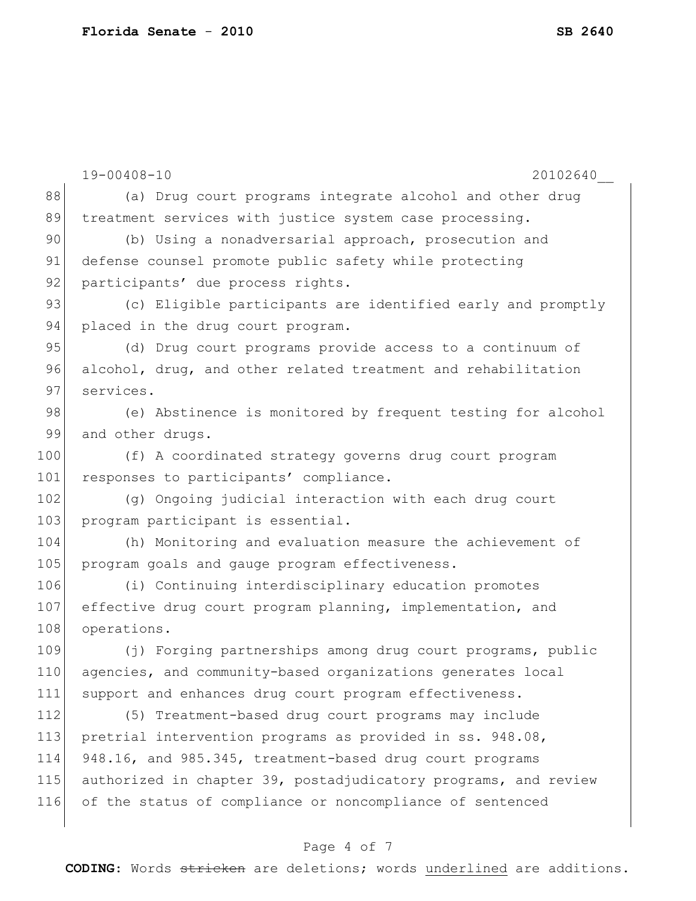(a) Drug court programs integrate alcohol and other drug treatment services with justice system case processing.

(b) Using a nonadversarial approach, prosecution and defense counsel promote public safety while protecting participants' due process rights.

(c) Eligible participants are identified early and promptly placed in the drug court program.

(d) Drug court programs provide access to a continuum of alcohol, drug, and other related treatment and rehabilitation services.

(e) Abstinence is monitored by frequent testing for alcohol and other drugs.

(f) A coordinated strategy governs drug court program responses to participants' compliance.

(g) Ongoing judicial interaction with each drug court program participant is essential.

(h) Monitoring and evaluation measure the achievement of program goals and gauge program effectiveness.

(i) Continuing interdisciplinary education promotes effective drug court program planning, implementation, and operations.

(j) Forging partnerships among drug court programs, public agencies, and community-based organizations generates local support and enhances drug court program effectiveness.

(5) Treatment-based drug court programs may include pretrial intervention programs as provided in ss. 948.08, 948.16, and 985.345, treatment-based drug court programs authorized in chapter 39, postadjudicatory programs, and review of the status of compliance or noncompliance of sentenced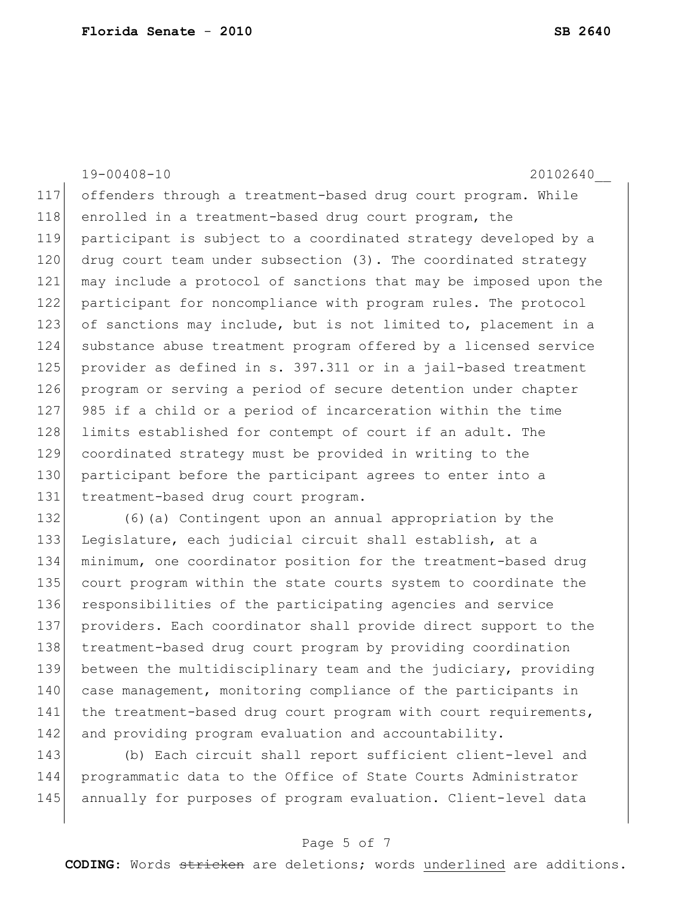offenders through a treatment-based drug court program. While enrolled in a treatment-based drug court program, the participant is subject to a coordinated strategy developed by a drug court team under subsection (3). The coordinated strategy may include a protocol of sanctions that may be imposed upon the participant for noncompliance with program rules. The protocol of sanctions may include, but is not limited to, placement in a substance abuse treatment program offered by a licensed service provider as defined in s. 397.311 or in a jail-based treatment program or serving a period of secure detention under chapter 985 if a child or a period of incarceration within the time limits established for contempt of court if an adult. The coordinated strategy must be provided in writing to the participant before the participant agrees to enter into a treatment-based drug court program.

(6)(a) Contingent upon an annual appropriation by the Legislature, each judicial circuit shall establish, at a minimum, one coordinator position for the treatment-based drug court program within the state courts system to coordinate the responsibilities of the participating agencies and service providers. Each coordinator shall provide direct support to the treatment-based drug court program by providing coordination between the multidisciplinary team and the judiciary, providing case management, monitoring compliance of the participants in the treatment-based drug court program with court requirements, and providing program evaluation and accountability.

(b) Each circuit shall report sufficient client-level and programmatic data to the Office of State Courts Administrator annually for purposes of program evaluation. Client-level data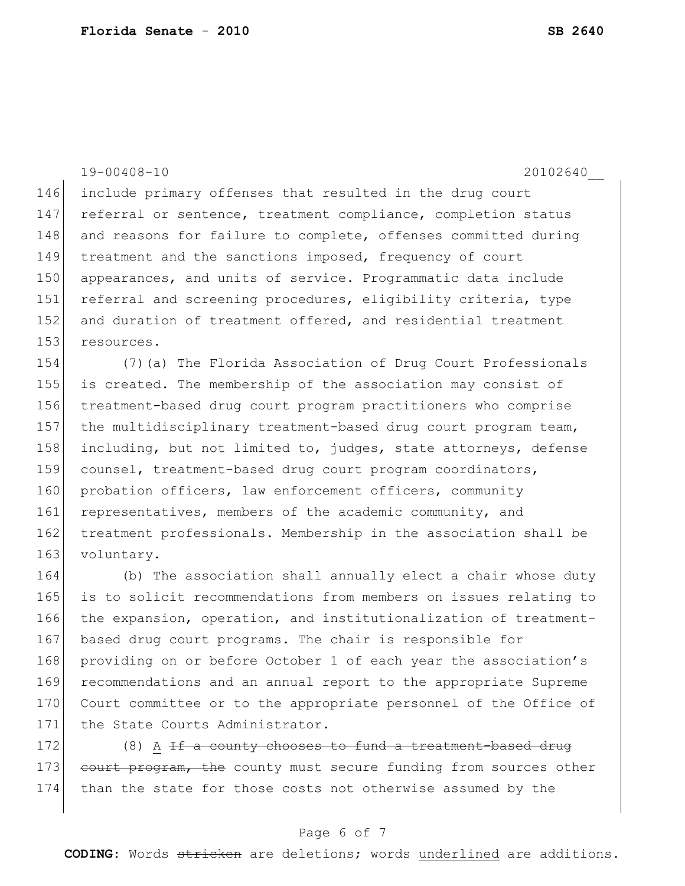include primary offenses that resulted in the drug court referral or sentence, treatment compliance, completion status and reasons for failure to complete, offenses committed during treatment and the sanctions imposed, frequency of court appearances, and units of service. Programmatic data include referral and screening procedures, eligibility criteria, type and duration of treatment offered, and residential treatment resources.

(7)(a) The Florida Association of Drug Court Professionals is created. The membership of the association may consist of treatment-based drug court program practitioners who comprise the multidisciplinary treatment-based drug court program team, including, but not limited to, judges, state attorneys, defense counsel, treatment-based drug court program coordinators, probation officers, law enforcement officers, community representatives, members of the academic community, and treatment professionals. Membership in the association shall be voluntary.

(b) The association shall annually elect a chair whose duty is to solicit recommendations from members on issues relating to the expansion, operation, and institutionalization of treatment-based drug court programs. The chair is responsible for providing on or before October 1 of each year the association's recommendations and an annual report to the appropriate Supreme Court committee or to the appropriate personnel of the Office of the State Courts Administrator.

(8) A ~~If a county chooses to fund a treatment-based drug court program, the~~ county must secure funding from sources other than the state for those costs not otherwise assumed by the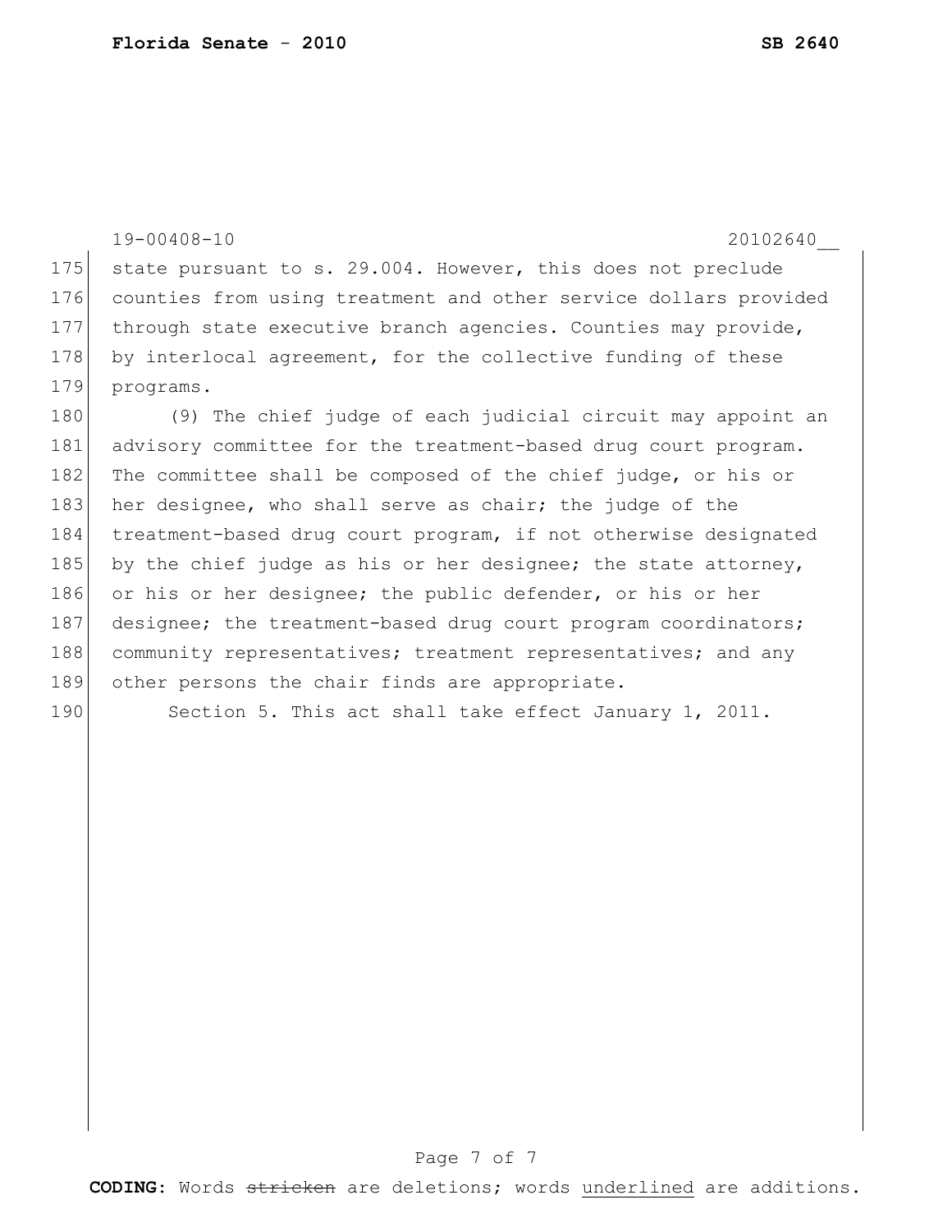state pursuant to s. 29.004. However, this does not preclude counties from using treatment and other service dollars provided through state executive branch agencies. Counties may provide, by interlocal agreement, for the collective funding of these programs.

(9) The chief judge of each judicial circuit may appoint an advisory committee for the treatment-based drug court program. The committee shall be composed of the chief judge, or his or her designee, who shall serve as chair; the judge of the treatment-based drug court program, if not otherwise designated by the chief judge as his or her designee; the state attorney, or his or her designee; the public defender, or his or her designee; the treatment-based drug court program coordinators; community representatives; treatment representatives; and any other persons the chair finds are appropriate.

Section 5. This act shall take effect January 1, 2011.